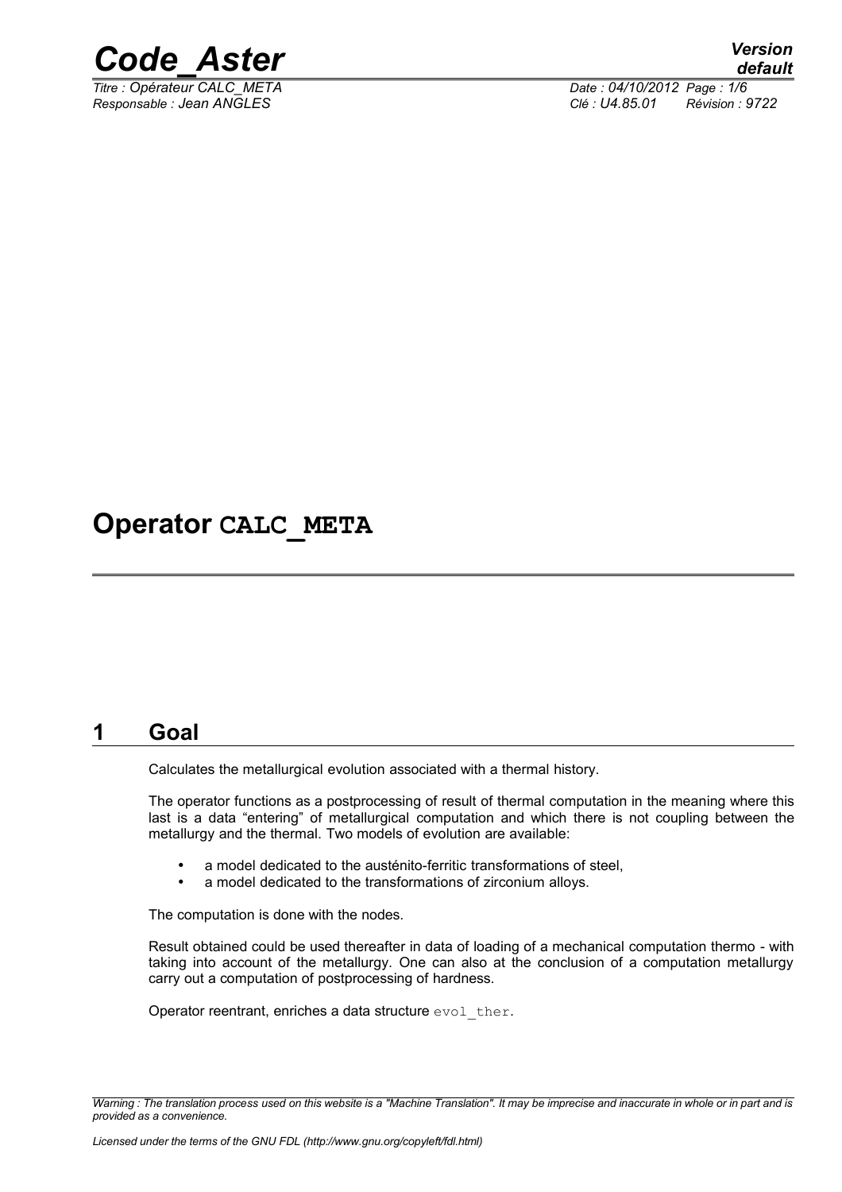# Operator CALC_META

## 1 Goal

Calculates the metallurgical evolution associated with a thermal history.

The operator functions as a postprocessing of result of thermal computation in the meaning where this last is a data "entering" of metallurgical computation and which there is not coupling between the metallurgy and the thermal. Two models of evolution are available:

- a model dedicated to the austénito-ferritic transformations of steel,
- a model dedicated to the transformations of zirconium alloys.

The computation is done with the nodes.

Result obtained could be used thereafter in data of loading of a mechanical computation thermo - with taking into account of the metallurgy. One can also at the conclusion of a computation metallurgy carry out a computation of postprocessing of hardness.

Operator reentrant, enriches a data structure `evol_ther`.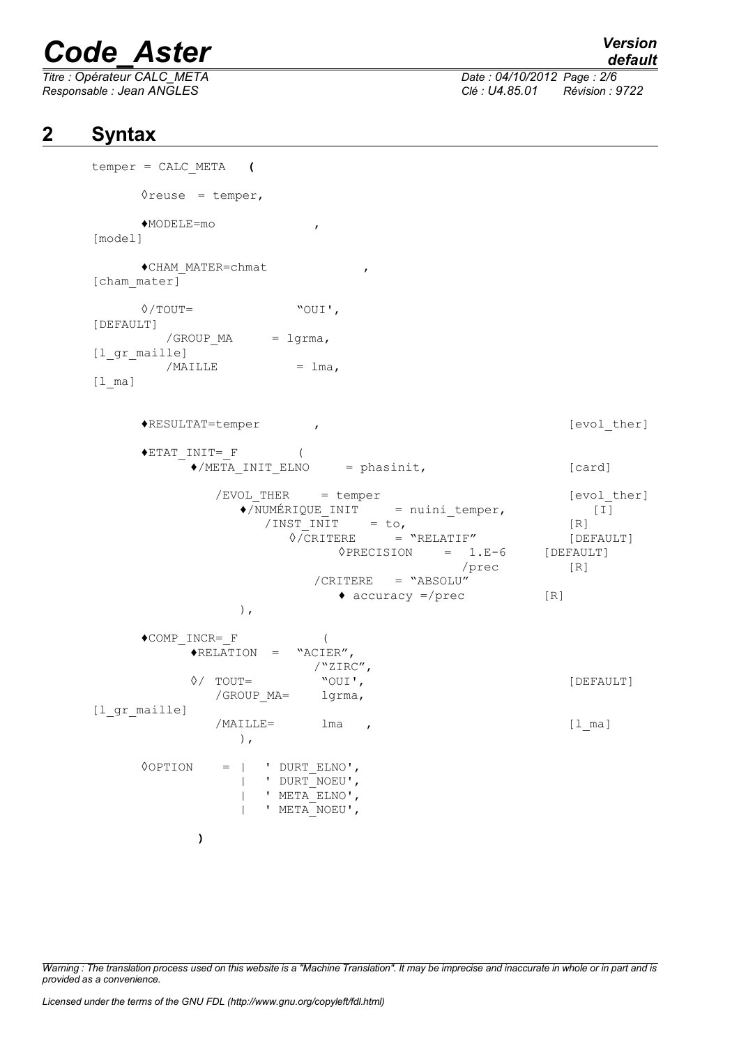## 2 Syntax

```
temper = CALC_META   (

      ◊reuse  = temper,

      ♦MODELE=mo              ,
[model]

      ♦CHAM_MATER=chmat             ,
[cham_mater]

      ◊/TOUT=              "OUI',
[DEFAULT]
        /GROUP_MA      = lgrma,
[l_gr_maille]
        /MAILLE          = lma,
[l_ma]


      ♦RESULTAT=temper       ,                                   [evol_ther]

      ♦ETAT_INIT=_F        (
            ♦/META_INIT_ELNO     = phasinit,                     [card]

              /EVOL_THER    = temper                             [evol_ther]
                 ♦/NUMÉRIQUE_INIT     = nuini_temper,                [I]
                    /INST_INIT    = to,                          [R]
                       ◊/CRITERE      = "RELATIF"                [DEFAULT]
                             ◊PRECISION    =  1.E-6       [DEFAULT]
                                             /prec           [R]
                         /CRITERE   = "ABSOLU"
                            ♦ accuracy =/prec            [R]
                 ),

      ♦COMP_INCR=_F           (
            ♦RELATION  =  "ACIER",
                          /"ZIRC",
            ◊/  TOUT=         "OUI',                                [DEFAULT]
               /GROUP_MA=     lgrma,
[l_gr_maille]
              /MAILLE=       lma   ,                                [l_ma]
                 ),

      ◊OPTION    = |   ' DURT_ELNO',
                   |   ' DURT_NOEU',
                   |   ' META_ELNO',
                   |   ' META_NOEU',

           )
```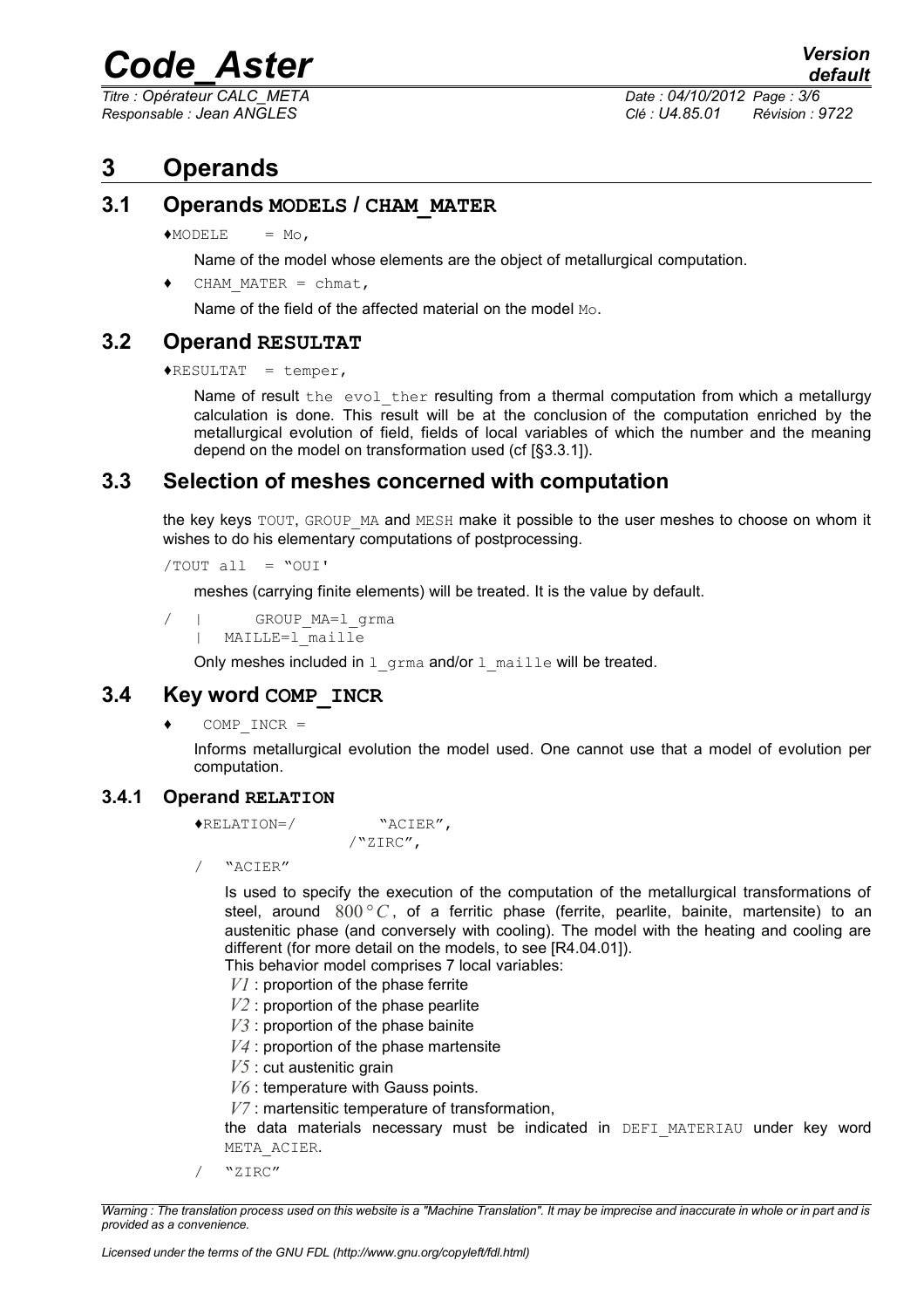# 3 Operands

## 3.1 Operands MODELS / CHAM_MATER

♦MODELE = Mo,

Name of the model whose elements are the object of metallurgical computation.

♦ CHAM_MATER = chmat,

Name of the field of the affected material on the model Mo.

## 3.2 Operand RESULTAT

♦RESULTAT = temper,

Name of result the evol_ther resulting from a thermal computation from which a metallurgy calculation is done. This result will be at the conclusion of the computation enriched by the metallurgical evolution of field, fields of local variables of which the number and the meaning depend on the model on transformation used (cf [§3.3.1]).

## 3.3 Selection of meshes concerned with computation

the key keys TOUT, GROUP_MA and MESH make it possible to the user meshes to choose on whom it wishes to do his elementary computations of postprocessing.

/TOUT all = "OUI'

meshes (carrying finite elements) will be treated. It is the value by default.

```
/ |     GROUP_MA=l_grma
  |  MAILLE=l_maille
```

Only meshes included in l_grma and/or l_maille will be treated.

## 3.4 Key word COMP_INCR

♦ COMP_INCR =

Informs metallurgical evolution the model used. One cannot use that a model of evolution per computation.

### 3.4.1 Operand RELATION

```
♦RELATION=/        "ACIER",
                  /"ZIRC",
```

/ "ACIER"

Is used to specify the execution of the computation of the metallurgical transformations of steel, around $800°C$, of a ferritic phase (ferrite, pearlite, bainite, martensite) to an austenitic phase (and conversely with cooling). The model with the heating and cooling are different (for more detail on the models, to see [R4.04.01]).

This behavior model comprises 7 local variables:

$V1$ : proportion of the phase ferrite
$V2$ : proportion of the phase pearlite
$V3$ : proportion of the phase bainite
$V4$ : proportion of the phase martensite
$V5$ : cut austenitic grain
$V6$ : temperature with Gauss points.
$V7$ : martensitic temperature of transformation,

the data materials necessary must be indicated in DEFI_MATERIAU under key word META_ACIER.

/ "ZIRC"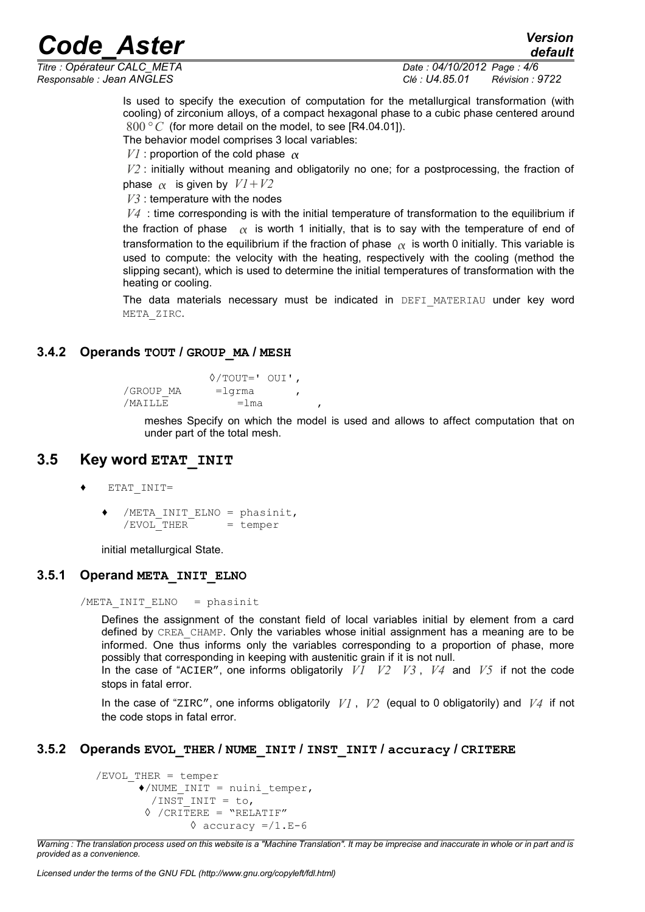Is used to specify the execution of computation for the metallurgical transformation (with cooling) of zirconium alloys, of a compact hexagonal phase to a cubic phase centered around $800°C$ (for more detail on the model, to see [R4.04.01]).

The behavior model comprises 3 local variables:

$V1$ : proportion of the cold phase $\alpha$

$V2$ : initially without meaning and obligatorily no one; for a postprocessing, the fraction of phase $\alpha$ is given by $V1+V2$

$V3$ : temperature with the nodes

$V4$ : time corresponding is with the initial temperature of transformation to the equilibrium if the fraction of phase $\alpha$ is worth 1 initially, that is to say with the temperature of end of transformation to the equilibrium if the fraction of phase $\alpha$ is worth 0 initially. This variable is used to compute: the velocity with the heating, respectively with the cooling (method the slipping secant), which is used to determine the initial temperatures of transformation with the heating or cooling.

The data materials necessary must be indicated in `DEFI_MATERIAU` under key word `META_ZIRC`.

### 3.4.2 Operands TOUT / GROUP_MA / MESH

```
            ◊/TOUT=' OUI',
/GROUP_MA      =lgrma      ,
/MAILLE          =lma        ,
```

meshes Specify on which the model is used and allows to affect computation that on under part of the total mesh.

## 3.5 Key word ETAT_INIT

```
♦   ETAT_INIT=

    ♦  /META_INIT_ELNO = phasinit,
       /EVOL_THER      = temper
```

initial metallurgical State.

### 3.5.1 Operand META_INIT_ELNO

```
/META_INIT_ELNO  = phasinit
```

Defines the assignment of the constant field of local variables initial by element from a card defined by `CREA_CHAMP`. Only the variables whose initial assignment has a meaning are to be informed. One thus informs only the variables corresponding to a proportion of phase, more possibly that corresponding in keeping with austenitic grain if it is not null.

In the case of "ACIER", one informs obligatorily $V1$ $V2$ $V3$, $V4$ and $V5$ if not the code stops in fatal error.

In the case of "ZIRC", one informs obligatorily $V1$, $V2$ (equal to 0 obligatorily) and $V4$ if not the code stops in fatal error.

### 3.5.2 Operands EVOL_THER / NUME_INIT / INST_INIT / accuracy / CRITERE

```
/EVOL_THER = temper
      ♦/NUME_INIT = nuini_temper,
        /INST_INIT = to,
      ◊ /CRITERE = "RELATIF"
             ◊ accuracy =/1.E-6
```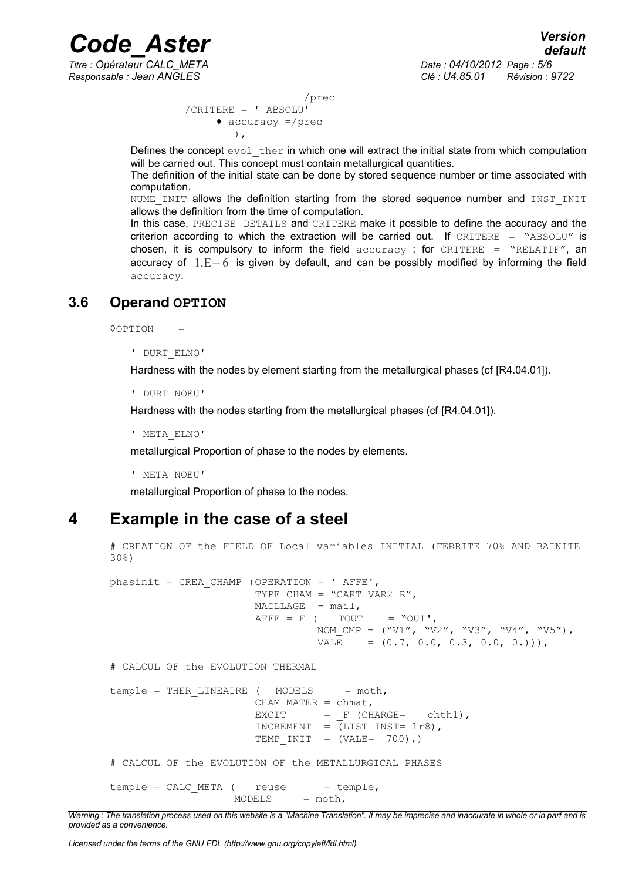```
                                        /prec
            /CRITERE = ' ABSOLU'
                 ♦ accuracy =/prec
                     ),
```

Defines the concept `evol_ther` in which one will extract the initial state from which computation will be carried out. This concept must contain metallurgical quantities.

The definition of the initial state can be done by stored sequence number or time associated with computation.

`NUME_INIT` allows the definition starting from the stored sequence number and `INST_INIT` allows the definition from the time of computation.

In this case, `PRECISE DETAILS` and `CRITERE` make it possible to define the accuracy and the criterion according to which the extraction will be carried out. If `CRITERE = "ABSOLU"` is chosen, it is compulsory to inform the field `accuracy` ; for `CRITERE = "RELATIF"`, an accuracy of $1.E-6$ is given by default, and can be possibly modified by informing the field `accuracy`.

## 3.6 Operand OPTION

◊OPTION =

| ' DURT_ELNO'

Hardness with the nodes by element starting from the metallurgical phases (cf [R4.04.01]).

| ' DURT_NOEU'

Hardness with the nodes starting from the metallurgical phases (cf [R4.04.01]).

| ' META_ELNO'

metallurgical Proportion of phase to the nodes by elements.

| ' META_NOEU'

metallurgical Proportion of phase to the nodes.

# 4 Example in the case of a steel

```
# CREATION OF the FIELD OF Local variables INITIAL (FERRITE 70% AND BAINITE 30%)

phasinit = CREA_CHAMP (OPERATION = ' AFFE',
                       TYPE_CHAM = "CART_VAR2_R",
                       MAILLAGE  = mail,
                       AFFE =_F (   TOUT    = "OUI',
                                 NOM_CMP = ("V1", "V2", "V3", "V4", "V5"),
                                 VALE    = (0.7, 0.0, 0.3, 0.0, 0.))),

# CALCUL OF the EVOLUTION THERMAL

temple = THER_LINEAIRE (  MODELS     = moth,
                       CHAM_MATER = chmat,
                       EXCIT      = _F (CHARGE=   chth1),
                       INCREMENT  = (LIST_INST= lr8),
                       TEMP_INIT  = (VALE=  700),)

# CALCUL OF the EVOLUTION OF the METALLURGICAL PHASES

temple = CALC_META (   reuse       = temple,
                    MODELS     = moth,
```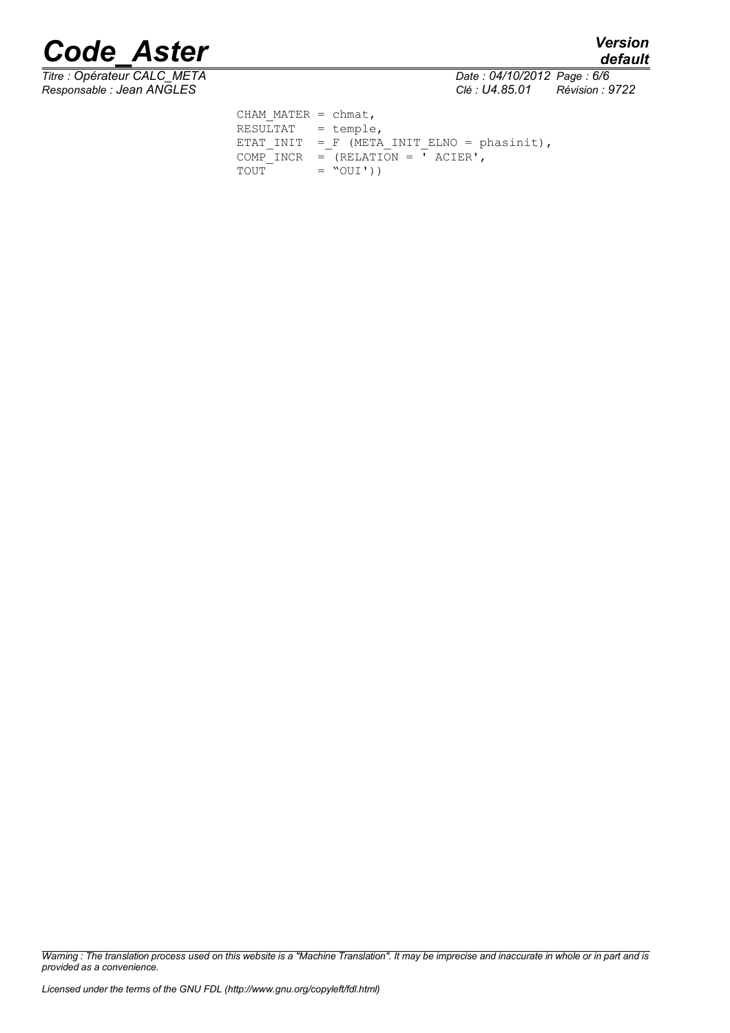```
CHAM_MATER = chmat,
RESULTAT   = temple,
ETAT_INIT  = _F (META_INIT_ELNO = phasinit),
COMP_INCR  = (RELATION = ' ACIER',
TOUT       = "OUI'))
```